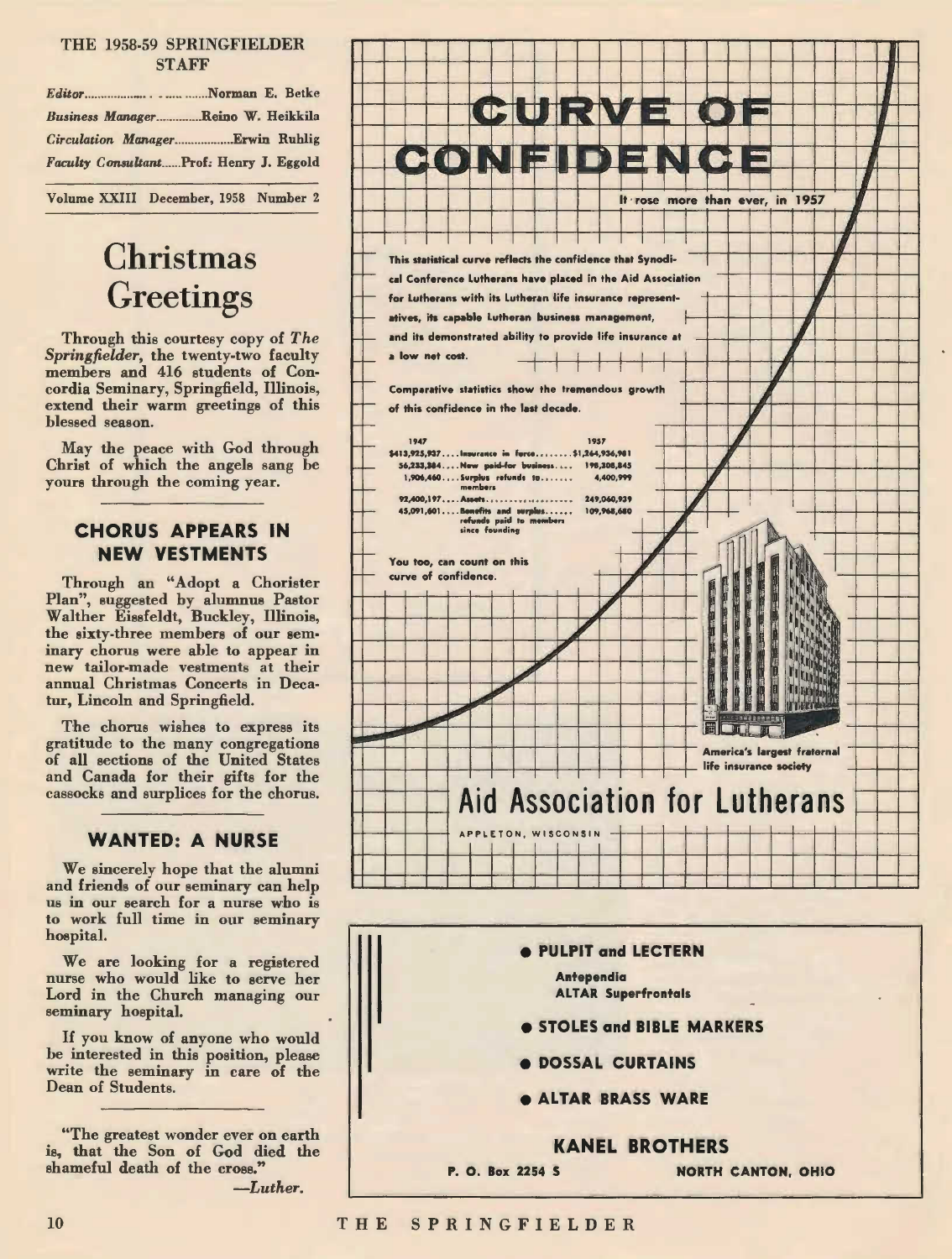THE 1958-59 SPRINGFIELDER STAFF

*Editor*..................Norman E. Betke
*Business Manager*..............Reino W. Heikkila
*Circulation Manager*..................Erwin Ruhlig
*Faculty Consultant*......Prof. Henry J. Eggold

Volume XXIII December, 1958 Number 2

# Christmas Greetings

Through this courtesy copy of *The Springfielder*, the twenty-two faculty members and 416 students of Concordia Seminary, Springfield, Illinois, extend their warm greetings of this blessed season.

May the peace with God through Christ of which the angels sang be yours through the coming year.

## CHORUS APPEARS IN NEW VESTMENTS

Through an "Adopt a Chorister Plan", suggested by alumnus Pastor Walther Eissfeldt, Buckley, Illinois, the sixty-three members of our seminary chorus were able to appear in new tailor-made vestments at their annual Christmas Concerts in Decatur, Lincoln and Springfield.

The chorus wishes to express its gratitude to the many congregations of all sections of the United States and Canada for their gifts for the cassocks and surplices for the chorus.

## WANTED: A NURSE

We sincerely hope that the alumni and friends of our seminary can help us in our search for a nurse who is to work full time in our seminary hospital.

We are looking for a registered nurse who would like to serve her Lord in the Church managing our seminary hospital.

If you know of anyone who would be interested in this position, please write the seminary in care of the Dean of Students.

"The greatest wonder ever on earth is, that the Son of God died the shameful death of the cross."
—*Luther.*

# CURVE OF CONFIDENCE

It rose more than ever, in 1957

This statistical curve reflects the confidence that Synodical Conference Lutherans have placed in the Aid Association for Lutherans with its Lutheran life insurance representatives, its capable Lutheran business management, and its demonstrated ability to provide life insurance at a low net cost.

Comparative statistics show the tremendous growth of this confidence in the last decade.

| 1947 | | 1957 |
|---|---|---|
| $413,925,937 | Insurance in force | $1,264,936,981 |
| 56,233,384 | New paid-for business | 198,308,845 |
| 1,906,460 | Surplus refunds to members | 4,400,999 |
| 92,400,197 | Assets | 249,060,939 |
| 45,091,601 | Benefits and surplus refunds paid to members since founding | 109,968,680 |

You too, can count on this curve of confidence.

America's largest fraternal life insurance society

## Aid Association for Lutherans

APPLETON, WISCONSIN

- **PULPIT and LECTERN**
  **Antependia**
  **ALTAR Superfrontals**
- **STOLES and BIBLE MARKERS**
- **DOSSAL CURTAINS**
- **ALTAR BRASS WARE**

**KANEL BROTHERS**
**P. O. Box 2254 S** **NORTH CANTON, OHIO**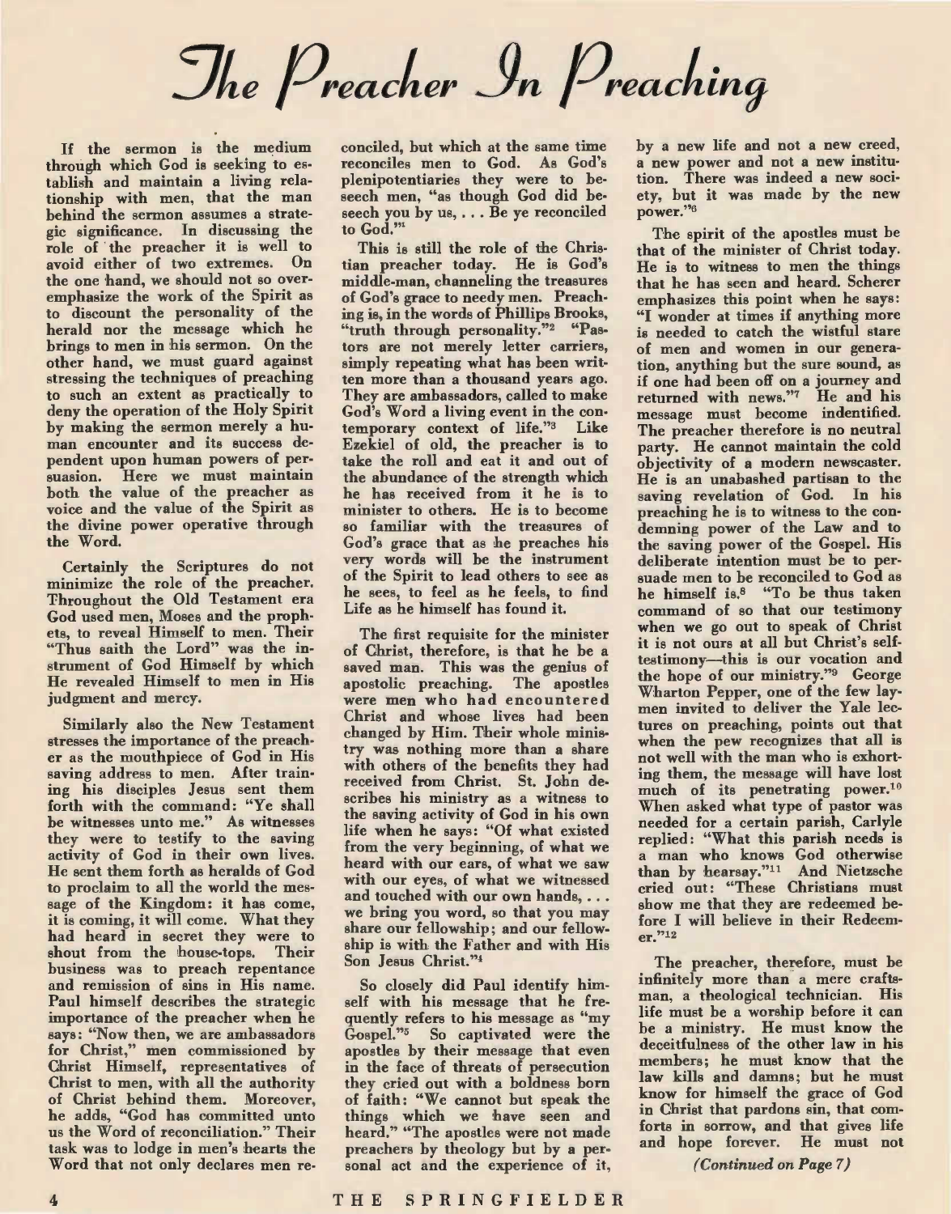# The Preacher In Preaching

If the sermon is the medium through which God is seeking to establish and maintain a living relationship with men, that the man behind the sermon assumes a strategic significance. In discussing the role of the preacher it is well to avoid either of two extremes. On the one hand, we should not so overemphasize the work of the Spirit as to discount the personality of the herald nor the message which he brings to men in his sermon. On the other hand, we must guard against stressing the techniques of preaching to such an extent as practically to deny the operation of the Holy Spirit by making the sermon merely a human encounter and its success dependent upon human powers of persuasion. Here we must maintain both the value of the preacher as voice and the value of the Spirit as the divine power operative through the Word.

Certainly the Scriptures do not minimize the role of the preacher. Throughout the Old Testament era God used men, Moses and the prophets, to reveal Himself to men. Their "Thus saith the Lord" was the instrument of God Himself by which He revealed Himself to men in His judgment and mercy.

Similarly also the New Testament stresses the importance of the preacher as the mouthpiece of God in His saving address to men. After training his disciples Jesus sent them forth with the command: "Ye shall be witnesses unto me." As witnesses they were to testify to the saving activity of God in their own lives. He sent them forth as heralds of God to proclaim to all the world the message of the Kingdom: it has come, it is coming, it will come. What they had heard in secret they were to shout from the house-tops. Their business was to preach repentance and remission of sins in His name. Paul himself describes the strategic importance of the preacher when he says: "Now then, we are ambassadors for Christ," men commissioned by Christ Himself, representatives of Christ to men, with all the authority of Christ behind them. Moreover, he adds, "God has committed unto us the Word of reconciliation." Their task was to lodge in men's hearts the Word that not only declares men reconciled, but which at the same time reconciles men to God. As God's plenipotentiaries they were to beseech men, "as though God did beseech you by us, . . . Be ye reconciled to God."[1]

This is still the role of the Christian preacher today. He is God's middle-man, channeling the treasures of God's grace to needy men. Preaching is, in the words of Phillips Brooks, "truth through personality."[2] "Pastors are not merely letter carriers, simply repeating what has been written more than a thousand years ago. They are ambassadors, called to make God's Word a living event in the contemporary context of life."[3] Like Ezekiel of old, the preacher is to take the roll and eat it and out of the abundance of the strength which he has received from it he is to minister to others. He is to become so familiar with the treasures of God's grace that as he preaches his very words will be the instrument of the Spirit to lead others to see as he sees, to feel as he feels, to find Life as he himself has found it.

The first requisite for the minister of Christ, therefore, is that he be a saved man. This was the genius of apostolic preaching. The apostles were men who had encountered Christ and whose lives had been changed by Him. Their whole ministry was nothing more than a share with others of the benefits they had received from Christ. St. John describes his ministry as a witness to the saving activity of God in his own life when he says: "Of what existed from the very beginning, of what we heard with our ears, of what we saw with our eyes, of what we witnessed and touched with our own hands, . . . we bring you word, so that you may share our fellowship; and our fellowship is with the Father and with His Son Jesus Christ."[4]

So closely did Paul identify himself with his message that he frequently refers to his message as "my Gospel."[5] So captivated were the apostles by their message that even in the face of threats of persecution they cried out with a boldness born of faith: "We cannot but speak the things which we have seen and heard." "The apostles were not made preachers by theology but by a personal act and the experience of it, by a new life and not a new creed, a new power and not a new institution. There was indeed a new society, but it was made by the new power."[6]

The spirit of the apostles must be that of the minister of Christ today. He is to witness to men the things that he has seen and heard. Scherer emphasizes this point when he says: "I wonder at times if anything more is needed to catch the wistful stare of men and women in our generation, anything but the sure sound, as if one had been off on a journey and returned with news."[7] He and his message must become indentified. The preacher therefore is no neutral party. He cannot maintain the cold objectivity of a modern newscaster. He is an unabashed partisan to the saving revelation of God. In his preaching he is to witness to the condemning power of the Law and to the saving power of the Gospel. His deliberate intention must be to persuade men to be reconciled to God as he himself is.[8] "To be thus taken command of so that our testimony when we go out to speak of Christ it is not ours at all but Christ's self-testimony—this is our vocation and the hope of our ministry."[9] George Wharton Pepper, one of the few laymen invited to deliver the Yale lectures on preaching, points out that when the pew recognizes that all is not well with the man who is exhorting them, the message will have lost much of its penetrating power.[10] When asked what type of pastor was needed for a certain parish, Carlyle replied: "What this parish needs is a man who knows God otherwise than by hearsay."[11] And Nietzsche cried out: "These Christians must show me that they are redeemed before I will believe in their Redeemer."[12]

The preacher, therefore, must be infinitely more than a mere craftsman, a theological technician. His life must be a worship before it can be a ministry. He must know the deceitfulness of the other law in his members; he must know that the law kills and damns; but he must know for himself the grace of God in Christ that pardons sin, that comforts in sorrow, and that gives life and hope forever. He must not

*(Continued on Page 7)*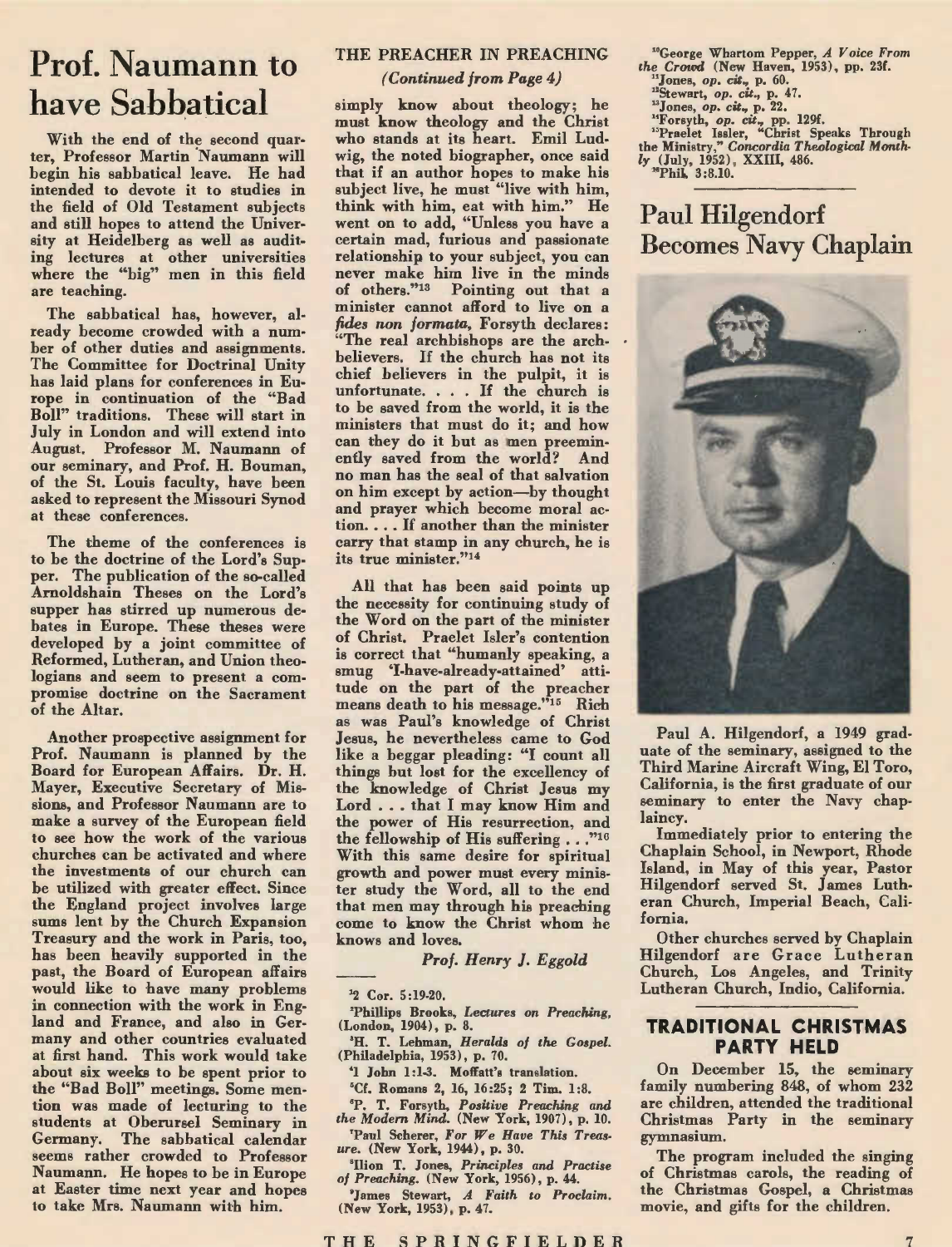# Prof. Naumann to have Sabbatical

With the end of the second quarter, Professor Martin Naumann will begin his sabbatical leave. He had intended to devote it to studies in the field of Old Testament subjects and still hopes to attend the University at Heidelberg as well as auditing lectures at other universities where the "big" men in this field are teaching.

The sabbatical has, however, already become crowded with a number of other duties and assignments. The Committee for Doctrinal Unity has laid plans for conferences in Europe in continuation of the "Bad Boll" traditions. These will start in July in London and will extend into August. Professor M. Naumann of our seminary, and Prof. H. Bouman, of the St. Louis faculty, have been asked to represent the Missouri Synod at these conferences.

The theme of the conferences is to be the doctrine of the Lord's Supper. The publication of the so-called Arnoldshain Theses on the Lord's supper has stirred up numerous debates in Europe. These theses were developed by a joint committee of Reformed, Lutheran, and Union theologians and seem to present a compromise doctrine on the Sacrament of the Altar.

Another prospective assignment for Prof. Naumann is planned by the Board for European Affairs. Dr. H. Mayer, Executive Secretary of Missions, and Professor Naumann are to make a survey of the European field to see how the work of the various churches can be activated and where the investments of our church can be utilized with greater effect. Since the England project involves large sums lent by the Church Expansion Treasury and the work in Paris, too, has been heavily supported in the past, the Board of European affairs would like to have many problems in connection with the work in England and France, and also in Germany and other countries evaluated at first hand. This work would take about six weeks to be spent prior to the "Bad Boll" meetings. Some mention was made of lecturing to the students at Oberursel Seminary in Germany. The sabbatical calendar seems rather crowded to Professor Naumann. He hopes to be in Europe at Easter time next year and hopes to take Mrs. Naumann with him.

## THE PREACHER IN PREACHING

*(Continued from Page 4)*

simply know about theology; he must know theology and the Christ who stands at its heart. Emil Ludwig, the noted biographer, once said that if an author hopes to make his subject live, he must "live with him, think with him, eat with him." He went on to add, "Unless you have a certain mad, furious and passionate relationship to your subject, you can never make him live in the minds of others."[13] Pointing out that a minister cannot afford to live on a *fides non formata*, Forsyth declares: "The real archbishops are the arch-believers. If the church has not its chief believers in the pulpit, it is unfortunate. . . . If the church is to be saved from the world, it is the ministers that must do it; and how can they do it but as men preeminently saved from the world? And no man has the seal of that salvation on him except by action—by thought and prayer which become moral action. . . . If another than the minister carry that stamp in any church, he is its true minister."[14]

All that has been said points up the necessity for continuing study of the Word on the part of the minister of Christ. Praelet Isler's contention is correct that "humanly speaking, a smug 'I-have-already-attained' attitude on the part of the preacher means death to his message."[15] Rich as was Paul's knowledge of Christ Jesus, he nevertheless came to God like a beggar pleading: "I count all things but lost for the excellency of the knowledge of Christ Jesus my Lord . . . that I may know Him and the power of His resurrection, and the fellowship of His suffering . . ."[16] With this same desire for spiritual growth and power must every minister study the Word, all to the end that men may through his preaching come to know the Christ whom he knows and loves.

*Prof. Henry J. Eggold*

---

[1] 2 Cor. 5:19-20.

[2] Phillips Brooks, *Lectures on Preaching*, (London, 1904), p. 8.

[3] H. T. Lehman, *Heralds of the Gospel*. (Philadelphia, 1953), p. 70.

[4] 1 John 1:1-3. Moffatt's translation.

[5] Cf. Romans 2, 16, 16:25; 2 Tim. 1:8.

[6] P. T. Forsyth, *Positive Preaching and the Modern Mind*. (New York, 1907), p. 10.

[7] Paul Scherer, *For We Have This Treasure*. (New York, 1944), p. 30.

[8] Ilion T. Jones, *Principles and Practise of Preaching*. (New York, 1956), p. 44.

[9] James Stewart, *A Faith to Proclaim*. (New York, 1953), p. 47.

[10] George Whartom Pepper, *A Voice From the Crowd* (New Haven, 1953), pp. 23f.

[11] Jones, *op. cit.*, p. 60.

[12] Stewart, *op. cit.*, p. 47.

[13] Jones, *op. cit.*, p. 22.

[14] Forsyth, *op. cit.*, pp. 129f.

[15] Praelet Issler, "Christ Speaks Through the Ministry," *Concordia Theological Monthly* (July, 1952), XXIII, 486.

[16] Phil. 3:8.10.

# Paul Hilgendorf Becomes Navy Chaplain

Paul A. Hilgendorf, a 1949 graduate of the seminary, assigned to the Third Marine Aircraft Wing, El Toro, California, is the first graduate of our seminary to enter the Navy chaplaincy.

Immediately prior to entering the Chaplain School, in Newport, Rhode Island, in May of this year, Pastor Hilgendorf served St. James Lutheran Church, Imperial Beach, California.

Other churches served by Chaplain Hilgendorf are Grace Lutheran Church, Los Angeles, and Trinity Lutheran Church, Indio, California.

## TRADITIONAL CHRISTMAS PARTY HELD

On December 15, the seminary family numbering 848, of whom 232 are children, attended the traditional Christmas Party in the seminary gymnasium.

The program included the singing of Christmas carols, the reading of the Christmas Gospel, a Christmas movie, and gifts for the children.